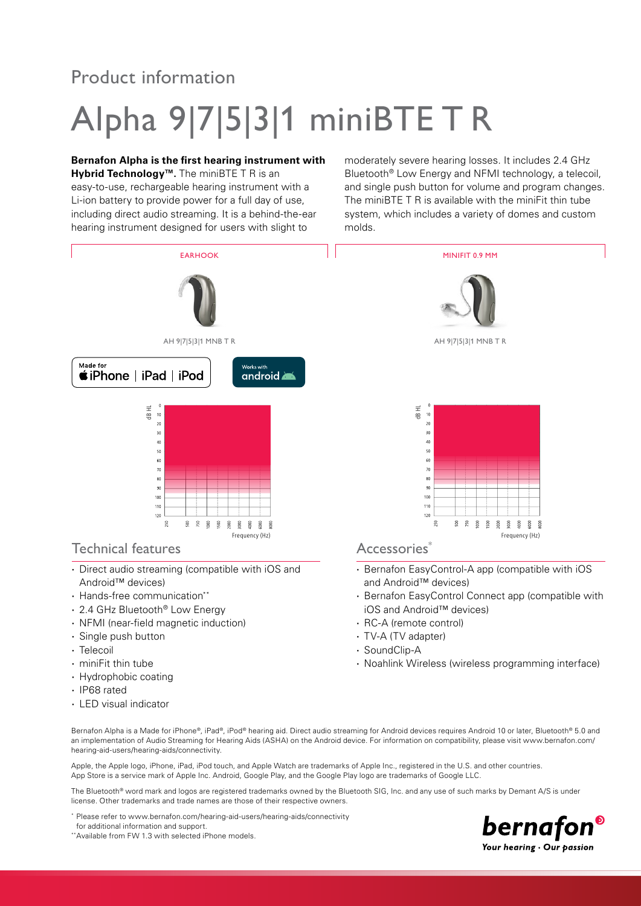Product information

# Alpha 9|7|5|3|1 miniBTE T R

**Bernafon Alpha is the first hearing instrument with Hybrid Technology™.** The miniBTE T R is an easy-to-use, rechargeable hearing instrument with a Li-ion battery to provide power for a full day of use, including direct audio streaming. It is a behind-the-ear hearing instrument designed for users with slight to moderately severe hearing losses. It includes 2.4 GHz Bluetooth® Low Energy and NFMI technology, a telecoil, and single push button for volume and program changes. The miniBTE T R is available with the miniFit thin tube system, which includes a variety of domes and custom molds.

EARHOOK

AH 9|7|5|3|1 MNB T R

Made for iPhone | iPad | iPod

Works with android

MINIFIT 0.9 MM

AH 9|7|5|3|1 MNB T R

## Technical features

- Direct audio streaming (compatible with iOS and Android™ devices)
- Hands-free communication**
- 2.4 GHz Bluetooth® Low Energy
- NFMI (near-field magnetic induction)
- Single push button
- Telecoil
- miniFit thin tube
- Hydrophobic coating
- IP68 rated
- LED visual indicator

## Accessories*

- Bernafon EasyControl-A app (compatible with iOS and Android™ devices)
- Bernafon EasyControl Connect app (compatible with iOS and Android™ devices)
- RC-A (remote control)
- TV-A (TV adapter)
- SoundClip-A
- Noahlink Wireless (wireless programming interface)

Bernafon Alpha is a Made for iPhone®, iPad®, iPod® hearing aid. Direct audio streaming for Android devices requires Android 10 or later, Bluetooth® 5.0 and an implementation of Audio Streaming for Hearing Aids (ASHA) on the Android device. For information on compatibility, please visit www.bernafon.com/hearing-aid-users/hearing-aids/connectivity.

Apple, the Apple logo, iPhone, iPad, iPod touch, and Apple Watch are trademarks of Apple Inc., registered in the U.S. and other countries. App Store is a service mark of Apple Inc. Android, Google Play, and the Google Play logo are trademarks of Google LLC.

The Bluetooth® word mark and logos are registered trademarks owned by the Bluetooth SIG, Inc. and any use of such marks by Demant A/S is under license. Other trademarks and trade names are those of their respective owners.

\* Please refer to www.bernafon.com/hearing-aid-users/hearing-aids/connectivity for additional information and support.

\*\*Available from FW 1.3 with selected iPhone models.

bernafon
Your hearing · Our passion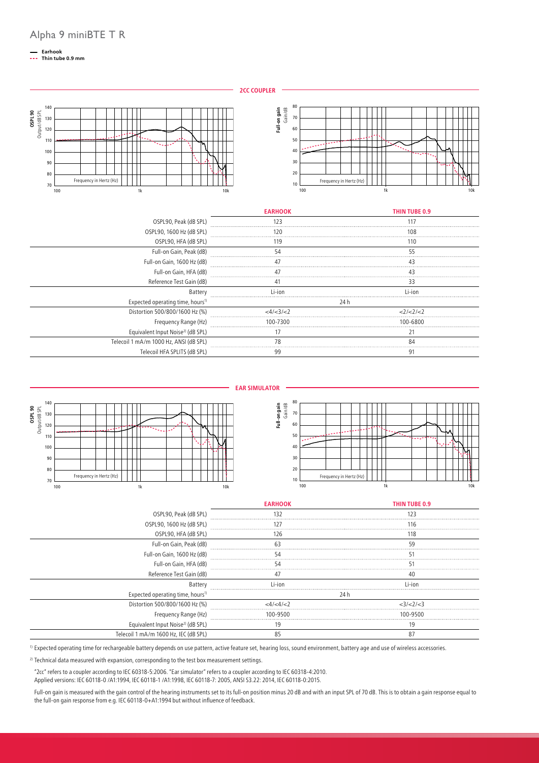# Alpha 9 miniBTE T R

— Earhook
--- Thin tube 0.9 mm

## 2CC COUPLER

| | EARHOOK | THIN TUBE 0.9 |
|---|---|---|
| OSPL90, Peak (dB SPL) | 123 | 117 |
| OSPL90, 1600 Hz (dB SPL) | 120 | 108 |
| OSPL90, HFA (dB SPL) | 119 | 110 |
| Full-on Gain, Peak (dB) | 54 | 55 |
| Full-on Gain, 1600 Hz (dB) | 47 | 43 |
| Full-on Gain, HFA (dB) | 47 | 43 |
| Reference Test Gain (dB) | 41 | 33 |
| Battery | Li-ion | Li-ion |
| Expected operating time, hours[1] | 24 h | |
| Distortion 500/800/1600 Hz (%) | <4/<3/<2 | <2/<2/<2 |
| Frequency Range (Hz) | 100-7300 | 100-6800 |
| Equivalent Input Noise[2] (dB SPL) | 17 | 21 |
| Telecoil 1 mA/m 1000 Hz, ANSI (dB SPL) | 78 | 84 |
| Telecoil HFA SPLITS (dB SPL) | 99 | 91 |

## EAR SIMULATOR

| | EARHOOK | THIN TUBE 0.9 |
|---|---|---|
| OSPL90, Peak (dB SPL) | 132 | 123 |
| OSPL90, 1600 Hz (dB SPL) | 127 | 116 |
| OSPL90, HFA (dB SPL) | 126 | 118 |
| Full-on Gain, Peak (dB) | 63 | 59 |
| Full-on Gain, 1600 Hz (dB) | 54 | 51 |
| Full-on Gain, HFA (dB) | 54 | 51 |
| Reference Test Gain (dB) | 47 | 40 |
| Battery | Li-ion | Li-ion |
| Expected operating time, hours[1] | 24 h | |
| Distortion 500/800/1600 Hz (%) | <4/<4/<2 | <3/<2/<3 |
| Frequency Range (Hz) | 100-9500 | 100-9500 |
| Equivalent Input Noise[2] (dB SPL) | 19 | 19 |
| Telecoil 1 mA/m 1600 Hz, IEC (dB SPL) | 85 | 87 |

[1] Expected operating time for rechargeable battery depends on use pattern, active feature set, hearing loss, sound environment, battery age and use of wireless accessories.

[2] Technical data measured with expansion, corresponding to the test box measurement settings.

"2cc" refers to a coupler according to IEC 60318-5:2006. "Ear simulator" refers to a coupler according to IEC 60318-4:2010.
Applied versions: IEC 60118-0 /A1:1994, IEC 60118-1 /A1:1998, IEC 60118-7: 2005, ANSI S3.22: 2014, IEC 60118-0:2015.

Full-on gain is measured with the gain control of the hearing instruments set to its full-on position minus 20 dB and with an input SPL of 70 dB. This is to obtain a gain response equal to the full-on gain response from e.g. IEC 60118-0+A1:1994 but without influence of feedback.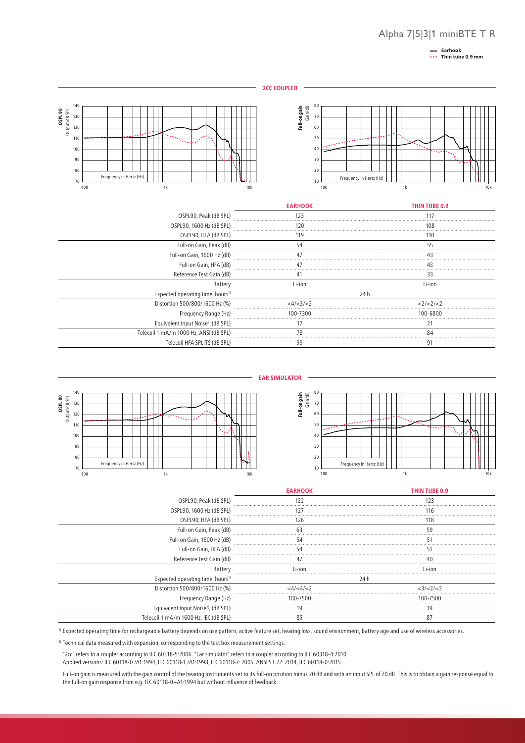# Alpha 7|5|3|1 miniBTE T R

— Earhook
--- Thin tube 0.9 mm

## 2CC COUPLER

|  | EARHOOK | THIN TUBE 0.9 |
|---|---|---|
| OSPL90, Peak (dB SPL) | 123 | 117 |
| OSPL90, 1600 Hz (dB SPL) | 120 | 108 |
| OSPL90, HFA (dB SPL) | 119 | 110 |
| Full-on Gain, Peak (dB) | 54 | 55 |
| Full-on Gain, 1600 Hz (dB) | 47 | 43 |
| Full-on Gain, HFA (dB) | 47 | 43 |
| Reference Test Gain (dB) | 41 | 33 |
| Battery | Li-ion | Li-ion |
| Expected operating time, hours[1] | 24 h | |
| Distortion 500/800/1600 Hz (%) | <4/<3/<2 | <2/<2/<2 |
| Frequency Range (Hz) | 100-7300 | 100-6800 |
| Equivalent Input Noise[2] (dB SPL) | 17 | 21 |
| Telecoil 1 mA/m 1000 Hz, ANSI (dB SPL) | 78 | 84 |
| Telecoil HFA SPLITS (dB SPL) | 99 | 91 |

## EAR SIMULATOR

|  | EARHOOK | THIN TUBE 0.9 |
|---|---|---|
| OSPL90, Peak (dB SPL) | 132 | 123 |
| OSPL90, 1600 Hz (dB SPL) | 127 | 116 |
| OSPL90, HFA (dB SPL) | 126 | 118 |
| Full-on Gain, Peak (dB) | 63 | 59 |
| Full-on Gain, 1600 Hz (dB) | 54 | 51 |
| Full-on Gain, HFA (dB) | 54 | 51 |
| Reference Test Gain (dB) | 47 | 40 |
| Battery | Li-ion | Li-ion |
| Expected operating time, hours[1] | 24 h | |
| Distortion 500/800/1600 Hz (%) | <4/<4/<2 | <3/<2/<3 |
| Frequency Range (Hz) | 100-7500 | 100-7500 |
| Equivalent Input Noise[2], (dB SPL) | 19 | 19 |
| Telecoil 1 mA/m 1600 Hz, IEC (dB SPL) | 85 | 87 |

[1] Expected operating time for rechargeable battery depends on use pattern, active feature set, hearing loss, sound environment, battery age and use of wireless accessories.

[2] Technical data measured with expansion, corresponding to the test box measurement settings.

"2cc" refers to a coupler according to IEC 60318-5:2006. "Ear simulator" refers to a coupler according to IEC 60318-4:2010.
Applied versions: IEC 60118-0 /A1:1994, IEC 60118-1 /A1:1998, IEC 60118-7: 2005, ANSI S3.22: 2014, IEC 60118-0:2015.

Full-on gain is measured with the gain control of the hearing instruments set to its full-on position minus 20 dB and with an input SPL of 70 dB. This is to obtain a gain response equal to the full-on gain response from e.g. IEC 60118-0+A1:1994 but without influence of feedback.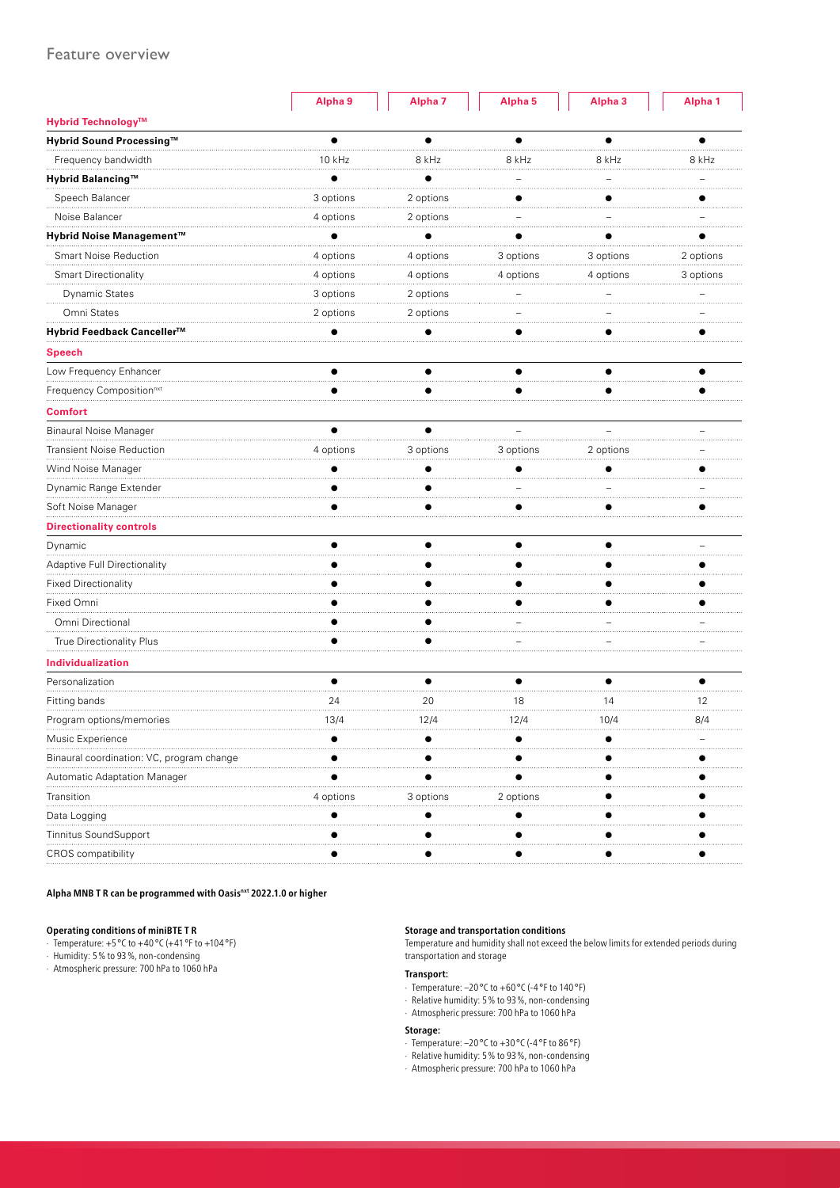## Feature overview

| | Alpha 9 | Alpha 7 | Alpha 5 | Alpha 3 | Alpha 1 |
|---|---|---|---|---|---|
| **Hybrid Technology™** | | | | | |
| **Hybrid Sound Processing™** | ● | ● | ● | ● | ● |
| Frequency bandwidth | 10 kHz | 8 kHz | 8 kHz | 8 kHz | 8 kHz |
| **Hybrid Balancing™** | ● | ● | – | – | – |
| Speech Balancer | 3 options | 2 options | ● | ● | ● |
| Noise Balancer | 4 options | 2 options | – | – | – |
| **Hybrid Noise Management™** | ● | ● | ● | ● | ● |
| Smart Noise Reduction | 4 options | 4 options | 3 options | 3 options | 2 options |
| Smart Directionality | 4 options | 4 options | 4 options | 4 options | 3 options |
| Dynamic States | 3 options | 2 options | – | – | – |
| Omni States | 2 options | 2 options | – | – | – |
| **Hybrid Feedback Canceller™** | ● | ● | ● | ● | ● |
| **Speech** | | | | | |
| Low Frequency Enhancer | ● | ● | ● | ● | ● |
| Frequency Composition^nxt | ● | ● | ● | ● | ● |
| **Comfort** | | | | | |
| Binaural Noise Manager | ● | ● | – | – | – |
| Transient Noise Reduction | 4 options | 3 options | 3 options | 2 options | – |
| Wind Noise Manager | ● | ● | ● | ● | ● |
| Dynamic Range Extender | ● | ● | – | – | – |
| Soft Noise Manager | ● | ● | ● | ● | ● |
| **Directionality controls** | | | | | |
| Dynamic | ● | ● | ● | ● | – |
| Adaptive Full Directionality | ● | ● | ● | ● | ● |
| Fixed Directionality | ● | ● | ● | ● | ● |
| Fixed Omni | ● | ● | ● | ● | ● |
| Omni Directional | ● | ● | – | – | – |
| True Directionality Plus | ● | ● | – | – | – |
| **Individualization** | | | | | |
| Personalization | ● | ● | ● | ● | ● |
| Fitting bands | 24 | 20 | 18 | 14 | 12 |
| Program options/memories | 13/4 | 12/4 | 12/4 | 10/4 | 8/4 |
| Music Experience | ● | ● | ● | ● | – |
| Binaural coordination: VC, program change | ● | ● | ● | ● | ● |
| Automatic Adaptation Manager | ● | ● | ● | ● | ● |
| Transition | 4 options | 3 options | 2 options | ● | ● |
| Data Logging | ● | ● | ● | ● | ● |
| Tinnitus SoundSupport | ● | ● | ● | ● | ● |
| CROS compatibility | ● | ● | ● | ● | ● |

**Alpha MNB T R can be programmed with Oasis^nxt 2022.1.0 or higher**

**Operating conditions of miniBTE T R**

- Temperature: +5 °C to +40 °C (+41 °F to +104 °F)
- Humidity: 5 % to 93 %, non-condensing
- Atmospheric pressure: 700 hPa to 1060 hPa

**Storage and transportation conditions**

Temperature and humidity shall not exceed the below limits for extended periods during transportation and storage

**Transport:**

- Temperature: –20 °C to +60 °C (-4 °F to 140 °F)
- Relative humidity: 5 % to 93 %, non-condensing
- Atmospheric pressure: 700 hPa to 1060 hPa

**Storage:**

- Temperature: –20 °C to +30 °C (-4 °F to 86 °F)
- Relative humidity: 5 % to 93 %, non-condensing
- Atmospheric pressure: 700 hPa to 1060 hPa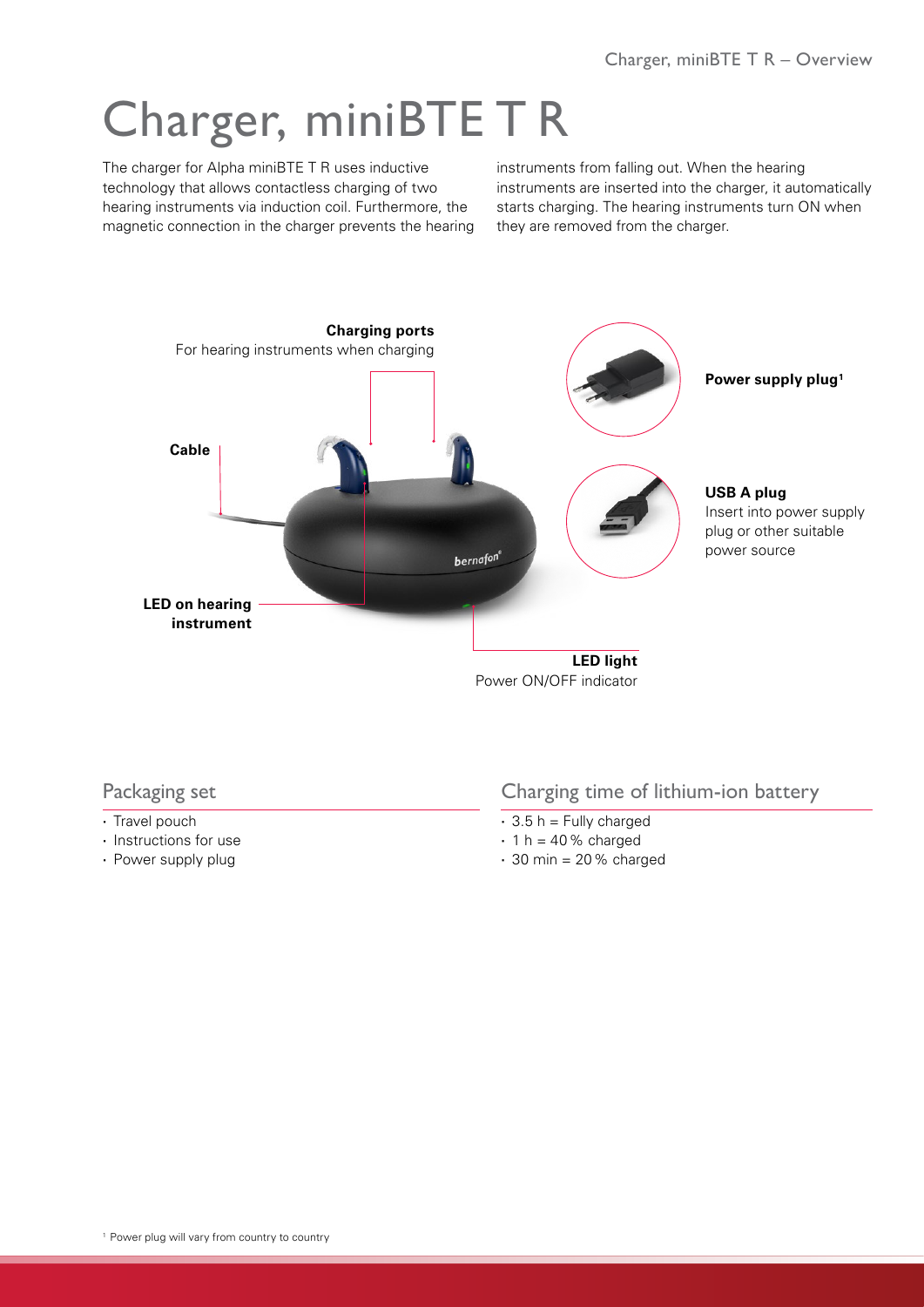# Charger, miniBTE T R

The charger for Alpha miniBTE T R uses inductive technology that allows contactless charging of two hearing instruments via induction coil. Furthermore, the magnetic connection in the charger prevents the hearing instruments from falling out. When the hearing instruments are inserted into the charger, it automatically starts charging. The hearing instruments turn ON when they are removed from the charger.

**Charging ports**
For hearing instruments when charging

**Cable**

**LED on hearing instrument**

**LED light**
Power ON/OFF indicator

**Power supply plug**[1]

**USB A plug**
Insert into power supply plug or other suitable power source

## Packaging set

- Travel pouch
- Instructions for use
- Power supply plug

## Charging time of lithium-ion battery

- 3.5 h = Fully charged
- 1 h = 40 % charged
- 30 min = 20 % charged

[1] Power plug will vary from country to country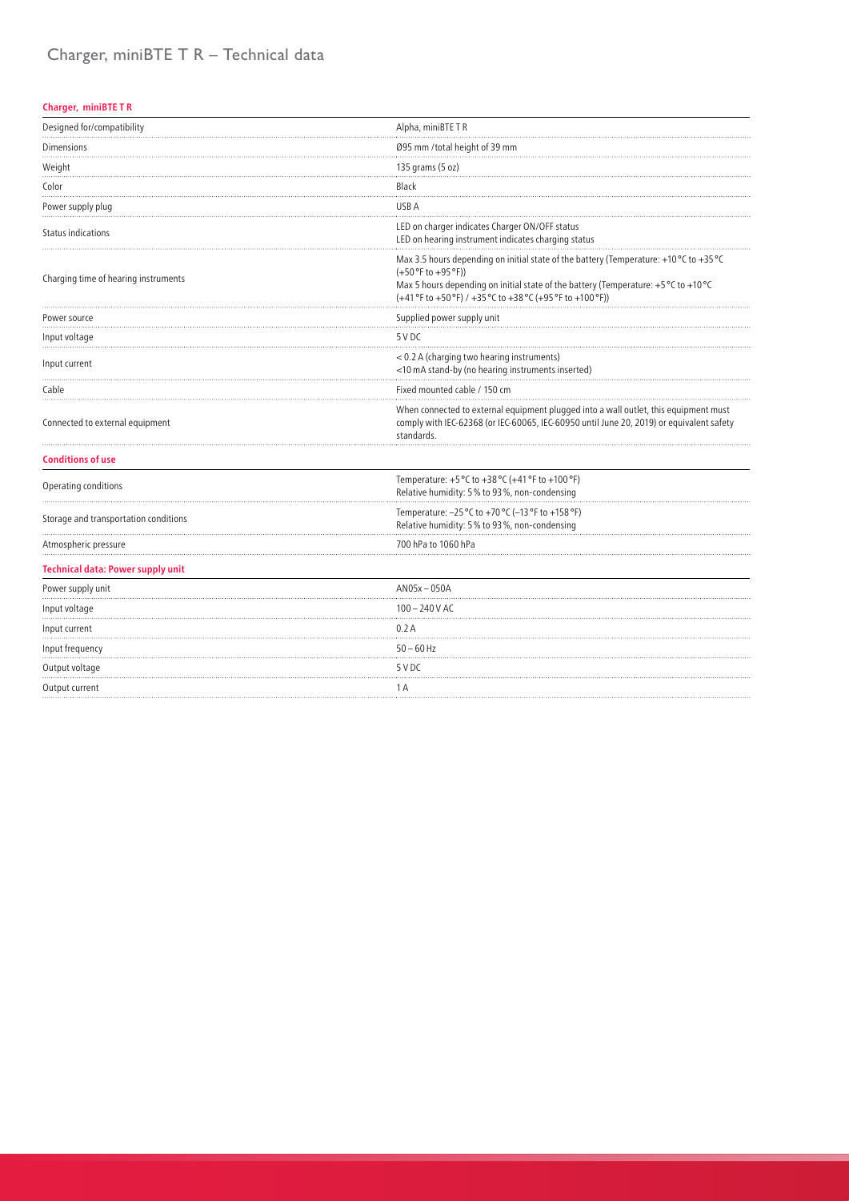# Charger, miniBTE T R – Technical data

| **Charger, miniBTE T R** | |
|---|---|
| Designed for/compatibility | Alpha, miniBTE T R |
| Dimensions | Ø95 mm /total height of 39 mm |
| Weight | 135 grams (5 oz) |
| Color | Black |
| Power supply plug | USB A |
| Status indications | LED on charger indicates Charger ON/OFF status<br>LED on hearing instrument indicates charging status |
| Charging time of hearing instruments | Max 3.5 hours depending on initial state of the battery (Temperature: +10 °C to +35 °C (+50 °F to +95 °F))<br>Max 5 hours depending on initial state of the battery (Temperature: +5 °C to +10 °C (+41 °F to +50 °F) / +35 °C to +38 °C (+95 °F to +100 °F)) |
| Power source | Supplied power supply unit |
| Input voltage | 5 V DC |
| Input current | < 0.2 A (charging two hearing instruments)<br><10 mA stand-by (no hearing instruments inserted) |
| Cable | Fixed mounted cable / 150 cm |
| Connected to external equipment | When connected to external equipment plugged into a wall outlet, this equipment must comply with IEC-62368 (or IEC-60065, IEC-60950 until June 20, 2019) or equivalent safety standards. |

| **Conditions of use** | |
|---|---|
| Operating conditions | Temperature: +5 °C to +38 °C (+41 °F to +100 °F)<br>Relative humidity: 5 % to 93 %, non-condensing |
| Storage and transportation conditions | Temperature: –25 °C to +70 °C (–13 °F to +158 °F)<br>Relative humidity: 5 % to 93 %, non-condensing |
| Atmospheric pressure | 700 hPa to 1060 hPa |

| **Technical data: Power supply unit** | |
|---|---|
| Power supply unit | AN05x – 050A |
| Input voltage | 100 – 240 V AC |
| Input current | 0.2 A |
| Input frequency | 50 – 60 Hz |
| Output voltage | 5 V DC |
| Output current | 1 A |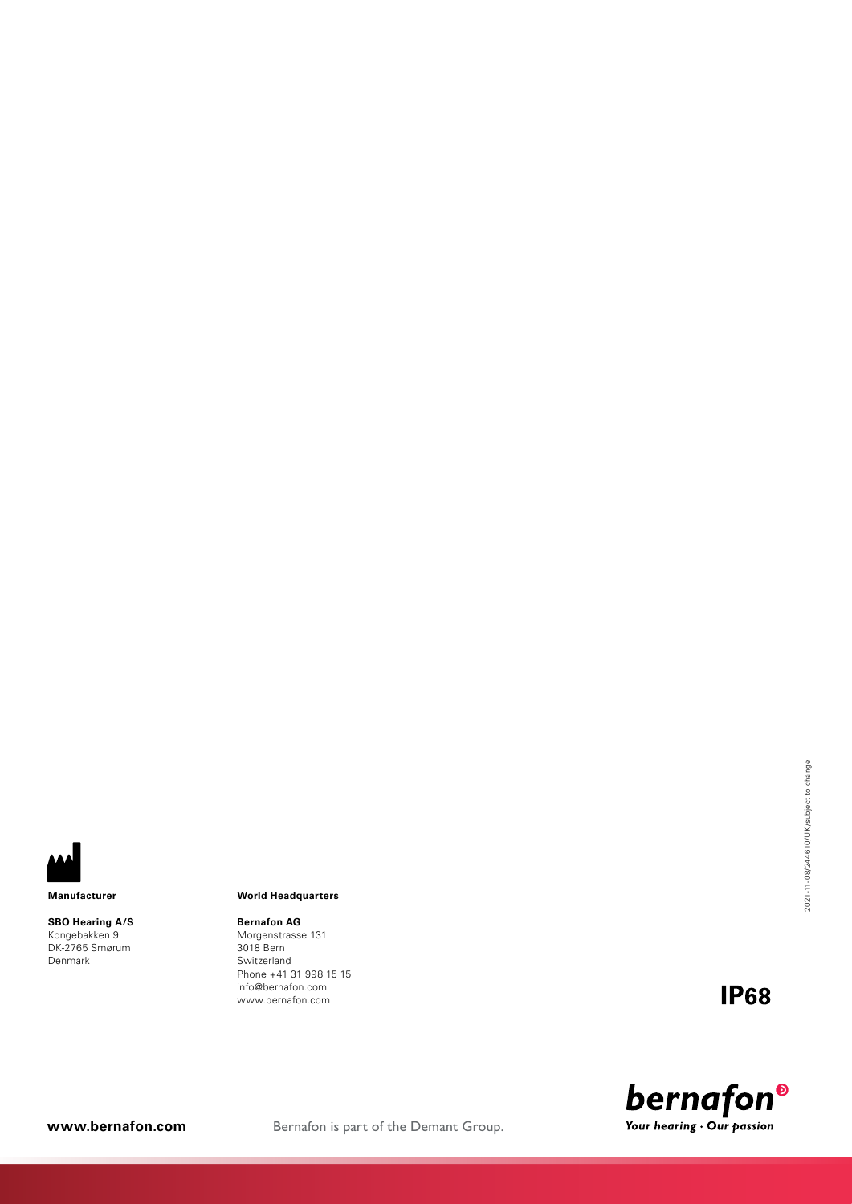**Manufacturer**

**SBO Hearing A/S**
Kongebakken 9
DK-2765 Smørum
Denmark

**World Headquarters**

**Bernafon AG**
Morgenstrasse 131
3018 Bern
Switzerland
Phone +41 31 998 15 15
info@bernafon.com
www.bernafon.com

**IP68**

2021-11-08/244610/UK/subject to change

**www.bernafon.com** Bernafon is part of the Demant Group.

bernafon
Your hearing · Our passion